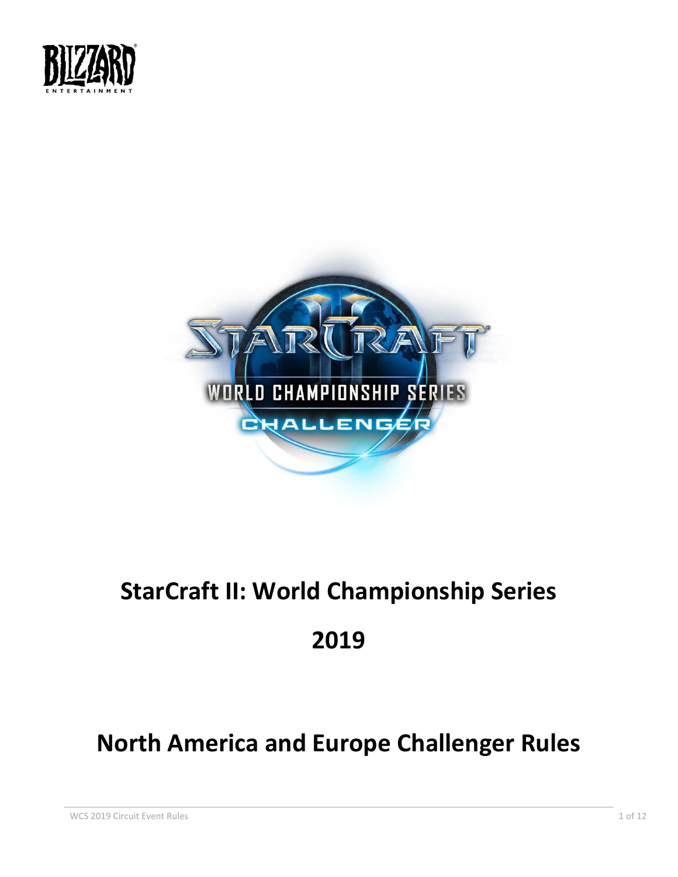# StarCraft II: World Championship Series

# 2019

# North America and Europe Challenger Rules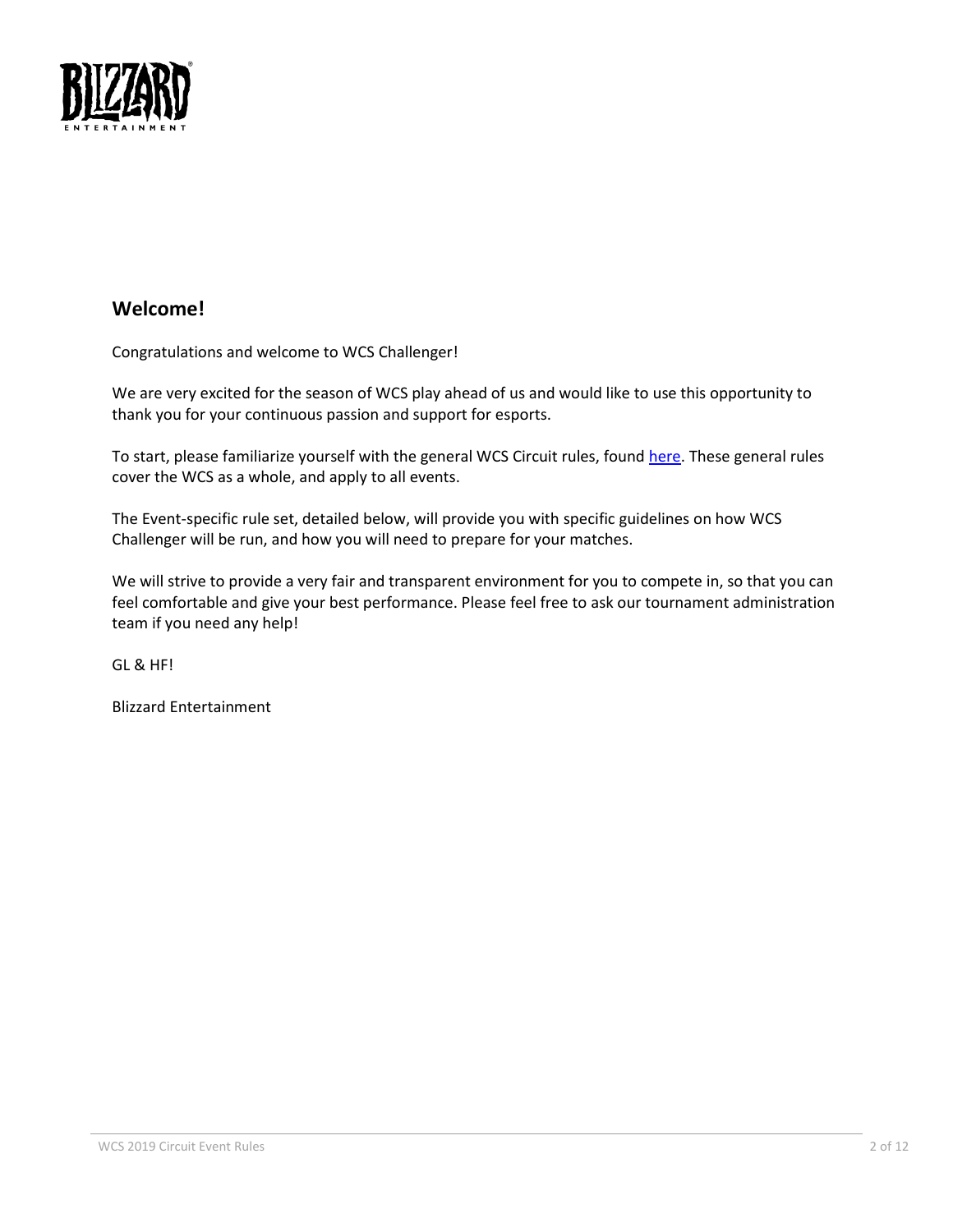## Welcome!

Congratulations and welcome to WCS Challenger!

We are very excited for the season of WCS play ahead of us and would like to use this opportunity to thank you for your continuous passion and support for esports.

To start, please familiarize yourself with the general WCS Circuit rules, found here. These general rules cover the WCS as a whole, and apply to all events.

The Event-specific rule set, detailed below, will provide you with specific guidelines on how WCS Challenger will be run, and how you will need to prepare for your matches.

We will strive to provide a very fair and transparent environment for you to compete in, so that you can feel comfortable and give your best performance. Please feel free to ask our tournament administration team if you need any help!

GL & HF!

Blizzard Entertainment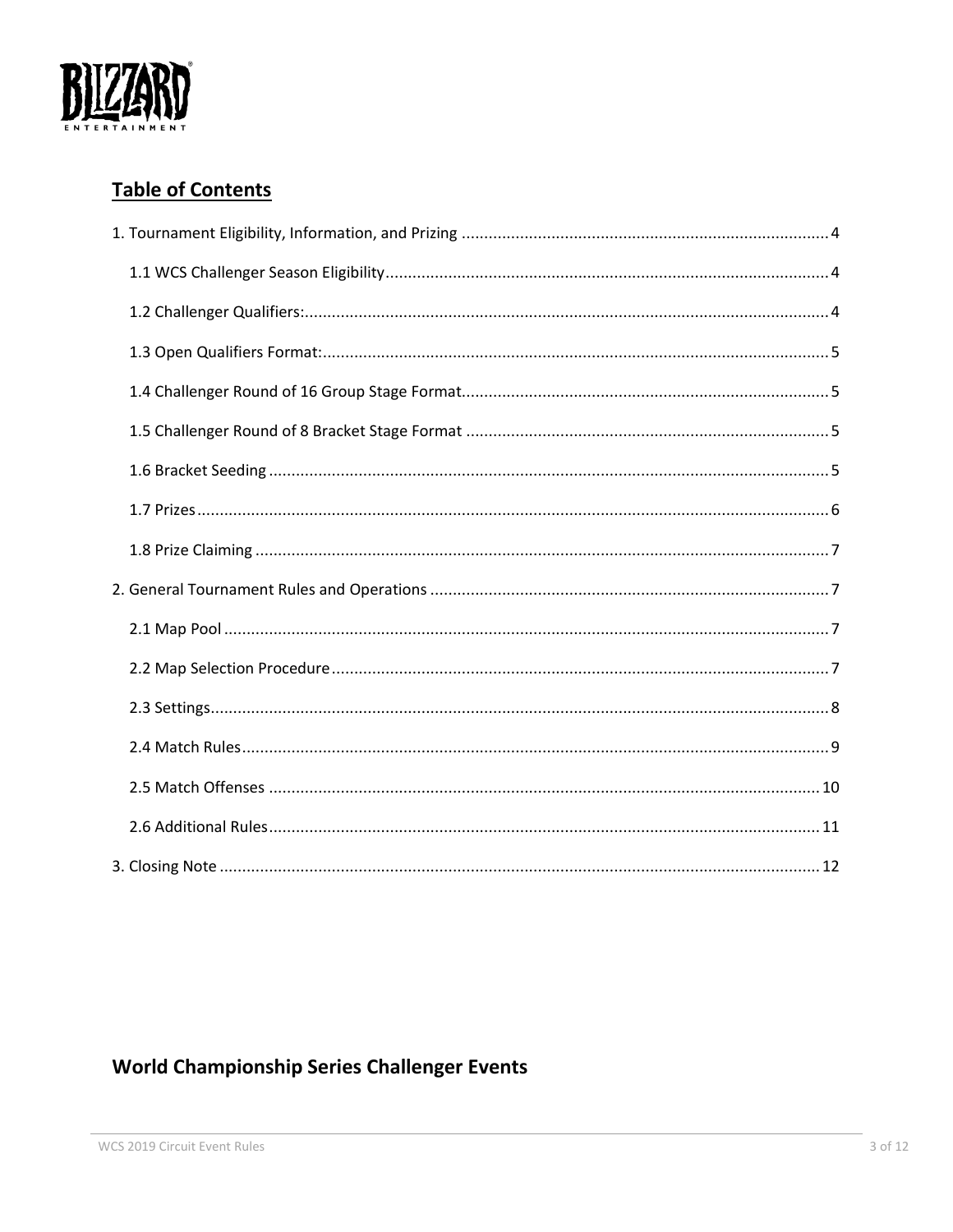## Table of Contents

1. Tournament Eligibility, Information, and Prizing ........ 4
   - 1.1 WCS Challenger Season Eligibility ........ 4
   - 1.2 Challenger Qualifiers: ........ 4
   - 1.3 Open Qualifiers Format: ........ 5
   - 1.4 Challenger Round of 16 Group Stage Format ........ 5
   - 1.5 Challenger Round of 8 Bracket Stage Format ........ 5
   - 1.6 Bracket Seeding ........ 5
   - 1.7 Prizes ........ 6
   - 1.8 Prize Claiming ........ 7
2. General Tournament Rules and Operations ........ 7
   - 2.1 Map Pool ........ 7
   - 2.2 Map Selection Procedure ........ 7
   - 2.3 Settings ........ 8
   - 2.4 Match Rules ........ 9
   - 2.5 Match Offenses ........ 10
   - 2.6 Additional Rules ........ 11
3. Closing Note ........ 12

## World Championship Series Challenger Events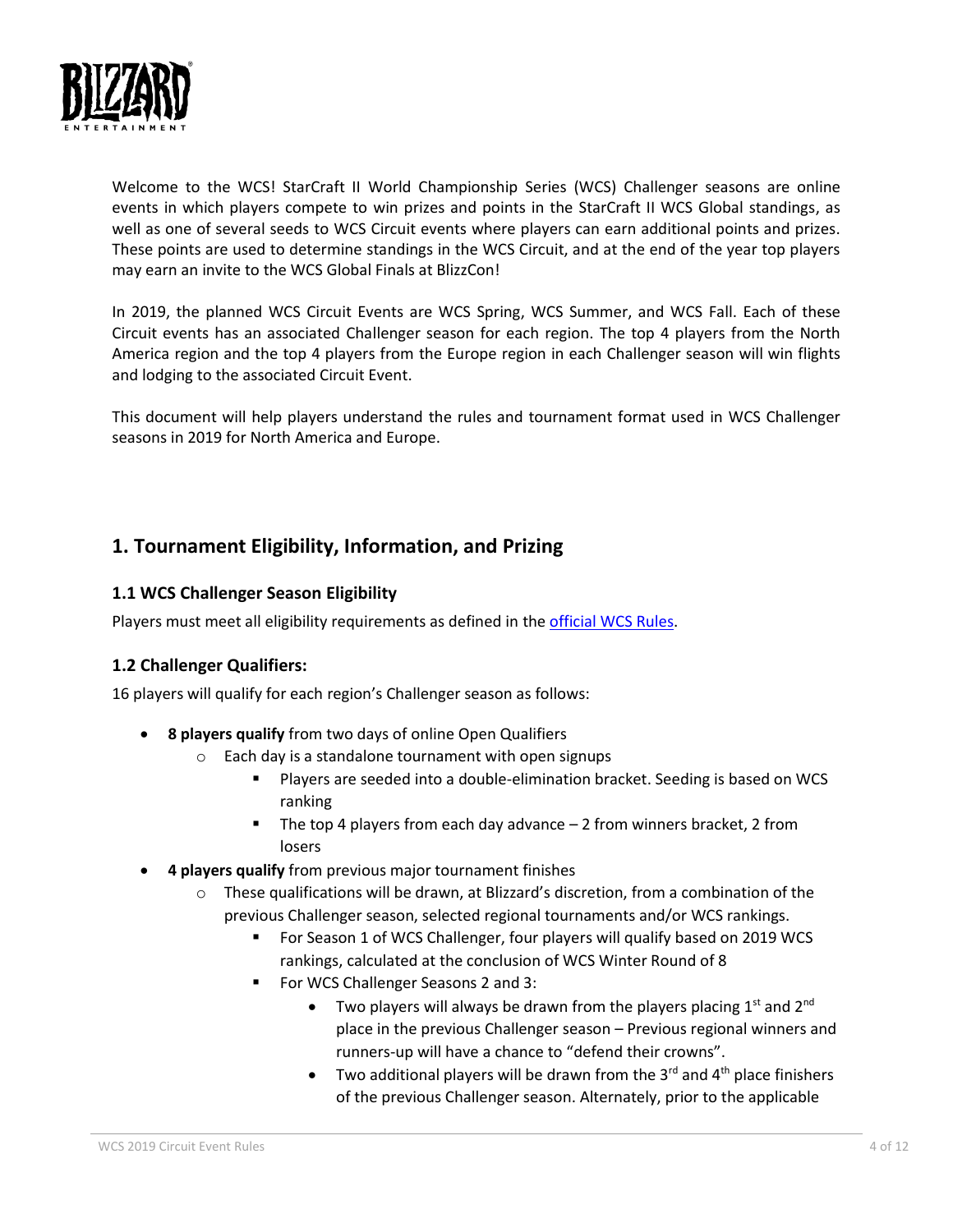Welcome to the WCS! StarCraft II World Championship Series (WCS) Challenger seasons are online events in which players compete to win prizes and points in the StarCraft II WCS Global standings, as well as one of several seeds to WCS Circuit events where players can earn additional points and prizes. These points are used to determine standings in the WCS Circuit, and at the end of the year top players may earn an invite to the WCS Global Finals at BlizzCon!

In 2019, the planned WCS Circuit Events are WCS Spring, WCS Summer, and WCS Fall. Each of these Circuit events has an associated Challenger season for each region. The top 4 players from the North America region and the top 4 players from the Europe region in each Challenger season will win flights and lodging to the associated Circuit Event.

This document will help players understand the rules and tournament format used in WCS Challenger seasons in 2019 for North America and Europe.

## 1. Tournament Eligibility, Information, and Prizing

### 1.1 WCS Challenger Season Eligibility

Players must meet all eligibility requirements as defined in the official WCS Rules.

### 1.2 Challenger Qualifiers:

16 players will qualify for each region's Challenger season as follows:

- **8 players qualify** from two days of online Open Qualifiers
  - Each day is a standalone tournament with open signups
    - Players are seeded into a double-elimination bracket. Seeding is based on WCS ranking
    - The top 4 players from each day advance – 2 from winners bracket, 2 from losers
- **4 players qualify** from previous major tournament finishes
  - These qualifications will be drawn, at Blizzard's discretion, from a combination of the previous Challenger season, selected regional tournaments and/or WCS rankings.
    - For Season 1 of WCS Challenger, four players will qualify based on 2019 WCS rankings, calculated at the conclusion of WCS Winter Round of 8
    - For WCS Challenger Seasons 2 and 3:
      - Two players will always be drawn from the players placing 1st and 2nd place in the previous Challenger season – Previous regional winners and runners-up will have a chance to "defend their crowns".
      - Two additional players will be drawn from the 3rd and 4th place finishers of the previous Challenger season. Alternately, prior to the applicable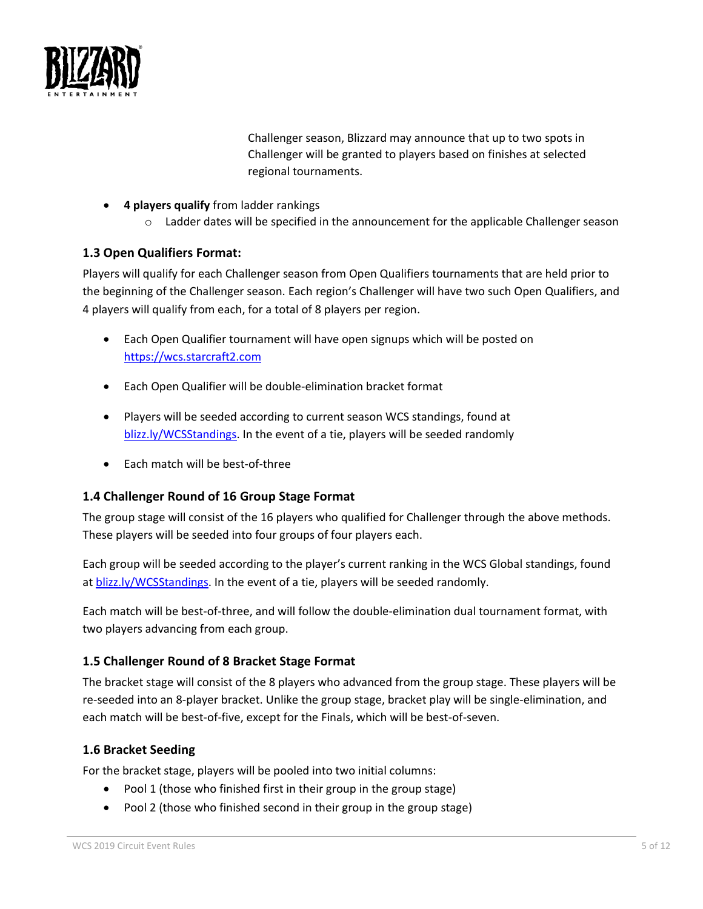Challenger season, Blizzard may announce that up to two spots in Challenger will be granted to players based on finishes at selected regional tournaments.

- **4 players qualify** from ladder rankings
  - Ladder dates will be specified in the announcement for the applicable Challenger season

### 1.3 Open Qualifiers Format:

Players will qualify for each Challenger season from Open Qualifiers tournaments that are held prior to the beginning of the Challenger season. Each region's Challenger will have two such Open Qualifiers, and 4 players will qualify from each, for a total of 8 players per region.

- Each Open Qualifier tournament will have open signups which will be posted on [https://wcs.starcraft2.com](https://wcs.starcraft2.com)
- Each Open Qualifier will be double-elimination bracket format
- Players will be seeded according to current season WCS standings, found at [blizz.ly/WCSStandings](blizz.ly/WCSStandings). In the event of a tie, players will be seeded randomly
- Each match will be best-of-three

### 1.4 Challenger Round of 16 Group Stage Format

The group stage will consist of the 16 players who qualified for Challenger through the above methods. These players will be seeded into four groups of four players each.

Each group will be seeded according to the player's current ranking in the WCS Global standings, found at [blizz.ly/WCSStandings](blizz.ly/WCSStandings). In the event of a tie, players will be seeded randomly.

Each match will be best-of-three, and will follow the double-elimination dual tournament format, with two players advancing from each group.

### 1.5 Challenger Round of 8 Bracket Stage Format

The bracket stage will consist of the 8 players who advanced from the group stage. These players will be re-seeded into an 8-player bracket. Unlike the group stage, bracket play will be single-elimination, and each match will be best-of-five, except for the Finals, which will be best-of-seven.

### 1.6 Bracket Seeding

For the bracket stage, players will be pooled into two initial columns:

- Pool 1 (those who finished first in their group in the group stage)
- Pool 2 (those who finished second in their group in the group stage)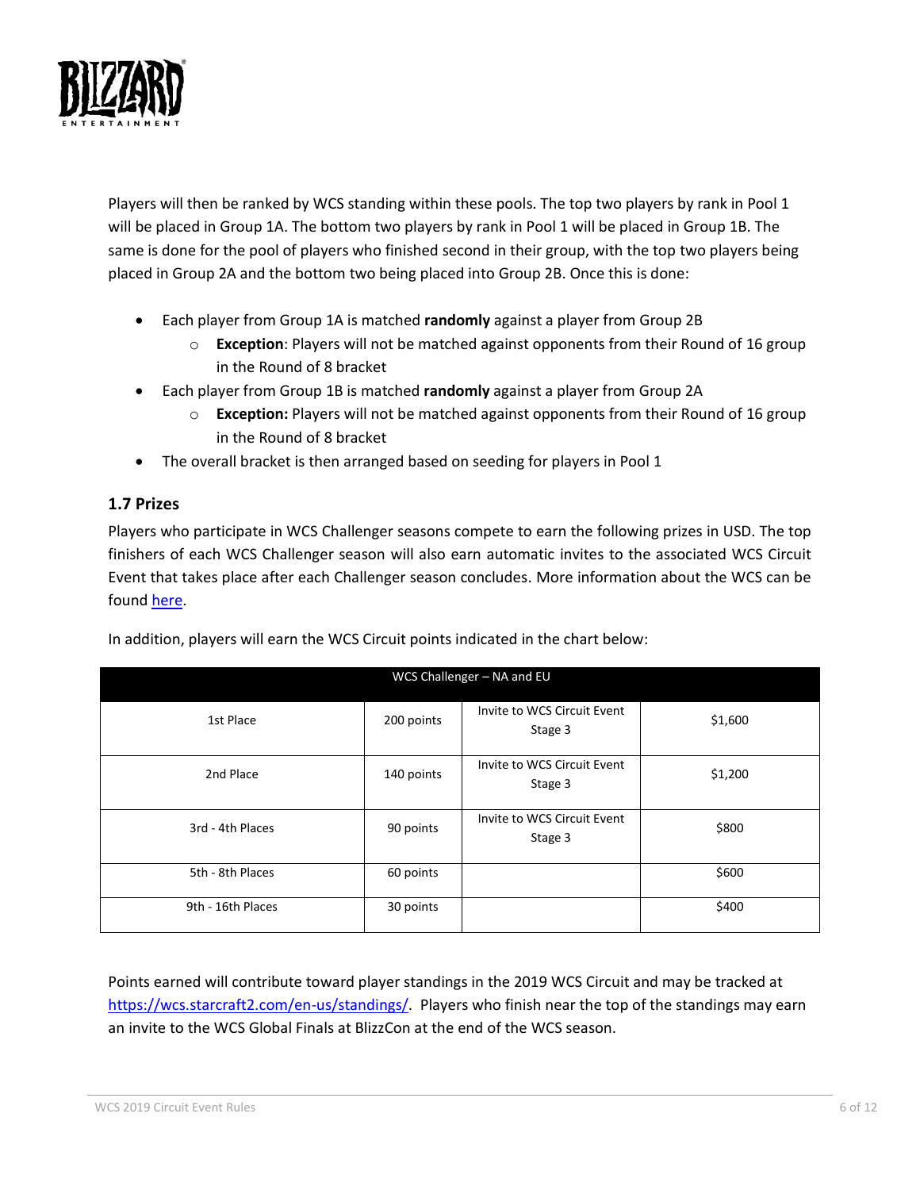Players will then be ranked by WCS standing within these pools. The top two players by rank in Pool 1 will be placed in Group 1A. The bottom two players by rank in Pool 1 will be placed in Group 1B. The same is done for the pool of players who finished second in their group, with the top two players being placed in Group 2A and the bottom two being placed into Group 2B. Once this is done:

- Each player from Group 1A is matched **randomly** against a player from Group 2B
  - **Exception**: Players will not be matched against opponents from their Round of 16 group in the Round of 8 bracket
- Each player from Group 1B is matched **randomly** against a player from Group 2A
  - **Exception:** Players will not be matched against opponents from their Round of 16 group in the Round of 8 bracket
- The overall bracket is then arranged based on seeding for players in Pool 1

### 1.7 Prizes

Players who participate in WCS Challenger seasons compete to earn the following prizes in USD. The top finishers of each WCS Challenger season will also earn automatic invites to the associated WCS Circuit Event that takes place after each Challenger season concludes. More information about the WCS can be found here.

In addition, players will earn the WCS Circuit points indicated in the chart below:

| WCS Challenger – NA and EU | | | |
|---|---|---|---|
| 1st Place | 200 points | Invite to WCS Circuit Event Stage 3 | $1,600 |
| 2nd Place | 140 points | Invite to WCS Circuit Event Stage 3 | $1,200 |
| 3rd - 4th Places | 90 points | Invite to WCS Circuit Event Stage 3 | $800 |
| 5th - 8th Places | 60 points | | $600 |
| 9th - 16th Places | 30 points | | $400 |

Points earned will contribute toward player standings in the 2019 WCS Circuit and may be tracked at https://wcs.starcraft2.com/en-us/standings/. Players who finish near the top of the standings may earn an invite to the WCS Global Finals at BlizzCon at the end of the WCS season.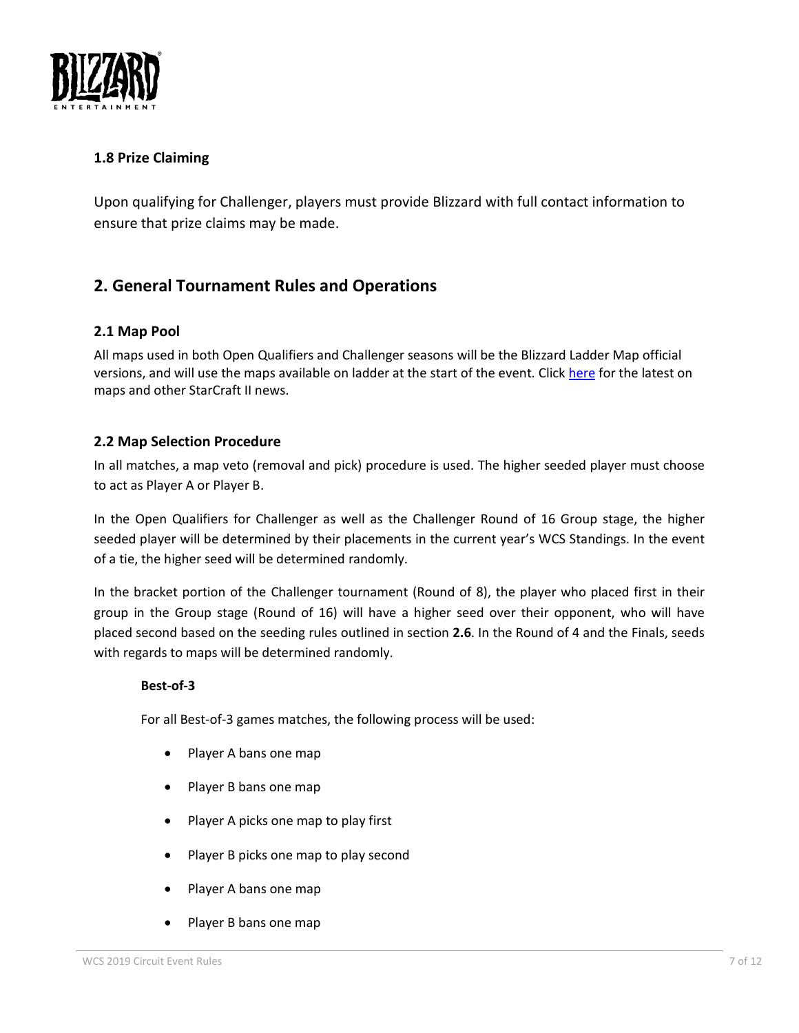### 1.8 Prize Claiming

Upon qualifying for Challenger, players must provide Blizzard with full contact information to ensure that prize claims may be made.

## 2. General Tournament Rules and Operations

### 2.1 Map Pool

All maps used in both Open Qualifiers and Challenger seasons will be the Blizzard Ladder Map official versions, and will use the maps available on ladder at the start of the event. Click here for the latest on maps and other StarCraft II news.

### 2.2 Map Selection Procedure

In all matches, a map veto (removal and pick) procedure is used. The higher seeded player must choose to act as Player A or Player B.

In the Open Qualifiers for Challenger as well as the Challenger Round of 16 Group stage, the higher seeded player will be determined by their placements in the current year's WCS Standings. In the event of a tie, the higher seed will be determined randomly.

In the bracket portion of the Challenger tournament (Round of 8), the player who placed first in their group in the Group stage (Round of 16) will have a higher seed over their opponent, who will have placed second based on the seeding rules outlined in section **2.6**. In the Round of 4 and the Finals, seeds with regards to maps will be determined randomly.

**Best-of-3**

For all Best-of-3 games matches, the following process will be used:

- Player A bans one map
- Player B bans one map
- Player A picks one map to play first
- Player B picks one map to play second
- Player A bans one map
- Player B bans one map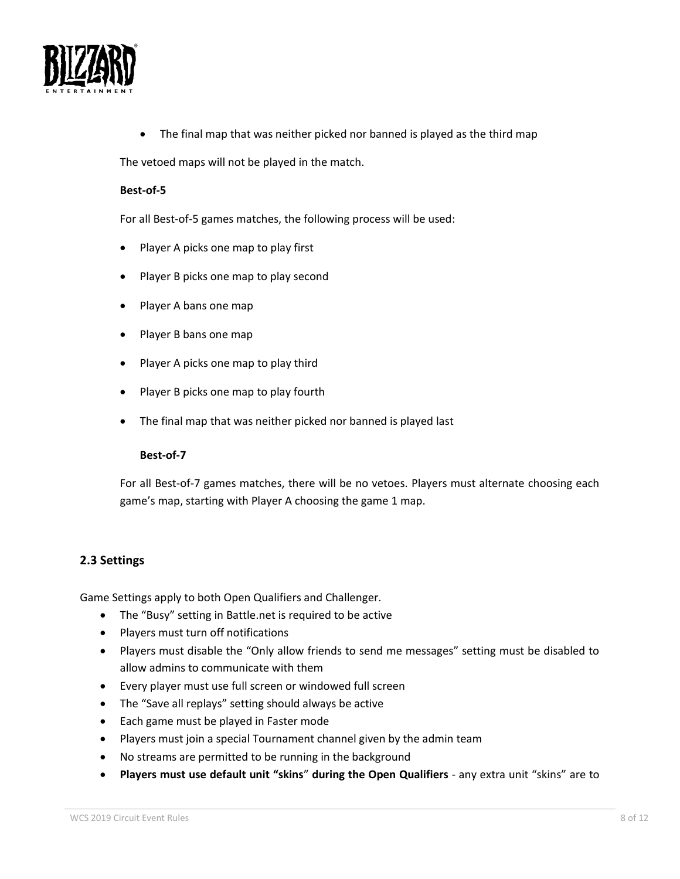- The final map that was neither picked nor banned is played as the third map

The vetoed maps will not be played in the match.

**Best-of-5**

For all Best-of-5 games matches, the following process will be used:

- Player A picks one map to play first
- Player B picks one map to play second
- Player A bans one map
- Player B bans one map
- Player A picks one map to play third
- Player B picks one map to play fourth
- The final map that was neither picked nor banned is played last

**Best-of-7**

For all Best-of-7 games matches, there will be no vetoes. Players must alternate choosing each game's map, starting with Player A choosing the game 1 map.

## 2.3 Settings

Game Settings apply to both Open Qualifiers and Challenger.

- The "Busy" setting in Battle.net is required to be active
- Players must turn off notifications
- Players must disable the "Only allow friends to send me messages" setting must be disabled to allow admins to communicate with them
- Every player must use full screen or windowed full screen
- The "Save all replays" setting should always be active
- Each game must be played in Faster mode
- Players must join a special Tournament channel given by the admin team
- No streams are permitted to be running in the background
- **Players must use default unit "skins" during the Open Qualifiers** - any extra unit "skins" are to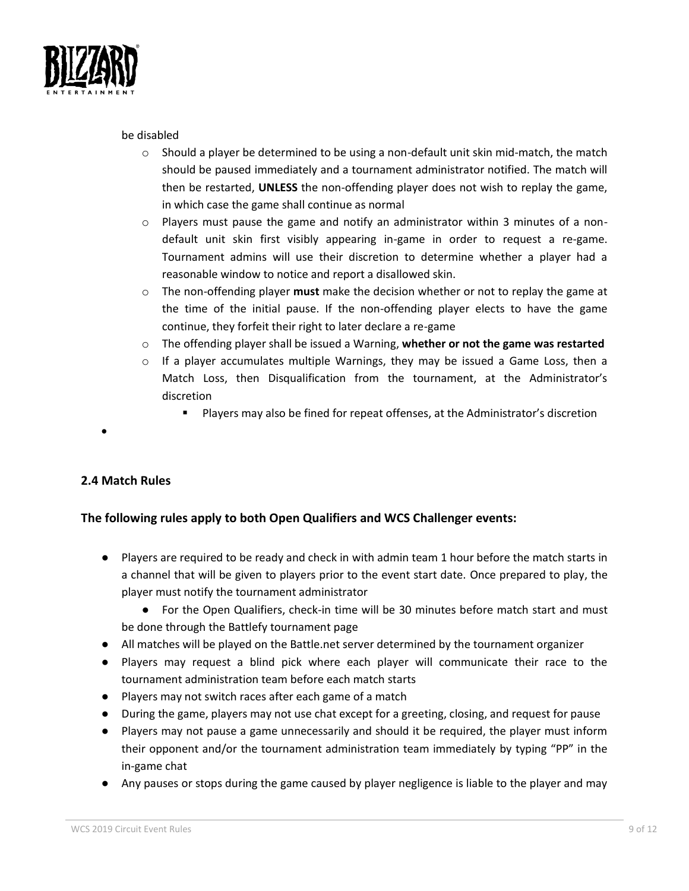be disabled

- Should a player be determined to be using a non-default unit skin mid-match, the match should be paused immediately and a tournament administrator notified. The match will then be restarted, **UNLESS** the non-offending player does not wish to replay the game, in which case the game shall continue as normal
- Players must pause the game and notify an administrator within 3 minutes of a non-default unit skin first visibly appearing in-game in order to request a re-game. Tournament admins will use their discretion to determine whether a player had a reasonable window to notice and report a disallowed skin.
- The non-offending player **must** make the decision whether or not to replay the game at the time of the initial pause. If the non-offending player elects to have the game continue, they forfeit their right to later declare a re-game
- The offending player shall be issued a Warning, **whether or not the game was restarted**
- If a player accumulates multiple Warnings, they may be issued a Game Loss, then a Match Loss, then Disqualification from the tournament, at the Administrator's discretion
    - Players may also be fined for repeat offenses, at the Administrator's discretion

## 2.4 Match Rules

### The following rules apply to both Open Qualifiers and WCS Challenger events:

- Players are required to be ready and check in with admin team 1 hour before the match starts in a channel that will be given to players prior to the event start date. Once prepared to play, the player must notify the tournament administrator
    - For the Open Qualifiers, check-in time will be 30 minutes before match start and must be done through the Battlefy tournament page
- All matches will be played on the Battle.net server determined by the tournament organizer
- Players may request a blind pick where each player will communicate their race to the tournament administration team before each match starts
- Players may not switch races after each game of a match
- During the game, players may not use chat except for a greeting, closing, and request for pause
- Players may not pause a game unnecessarily and should it be required, the player must inform their opponent and/or the tournament administration team immediately by typing "PP" in the in-game chat
- Any pauses or stops during the game caused by player negligence is liable to the player and may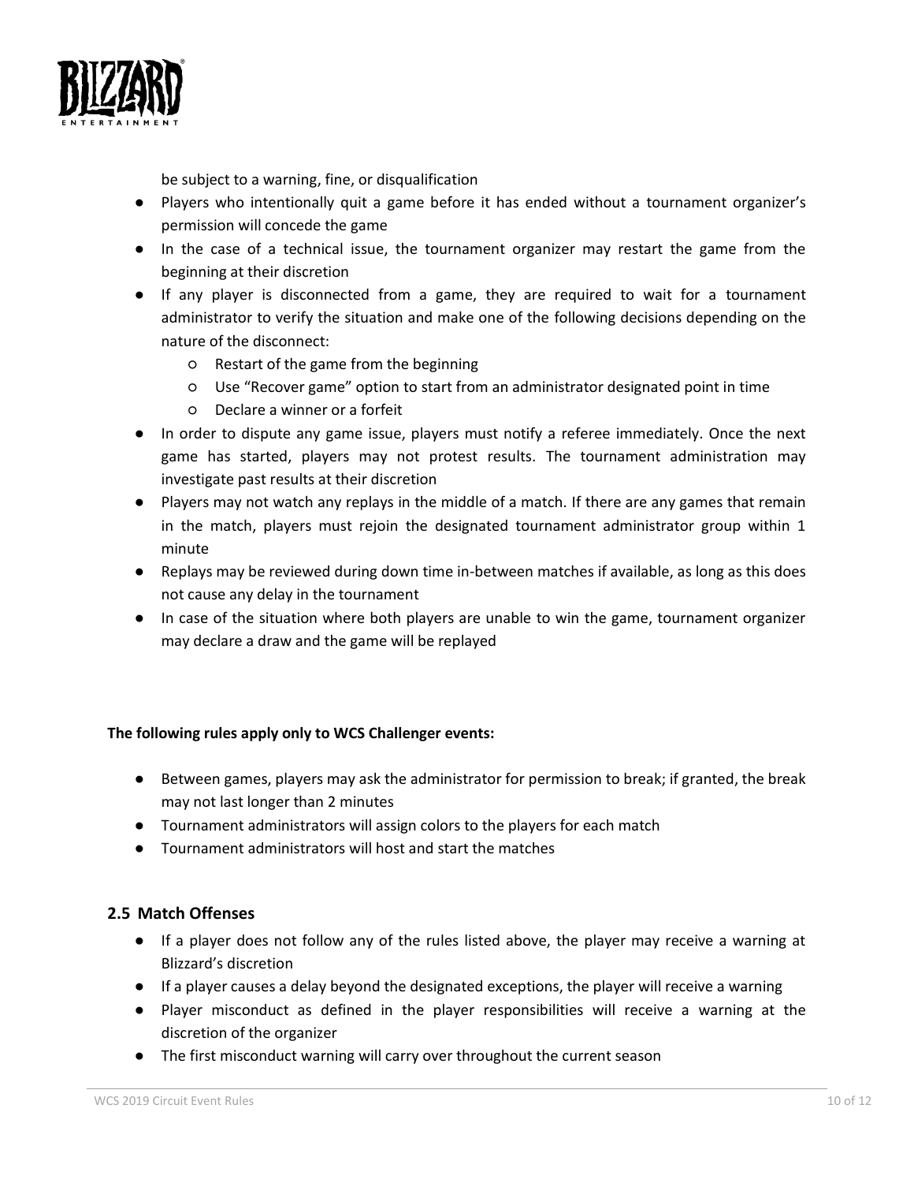be subject to a warning, fine, or disqualification

- Players who intentionally quit a game before it has ended without a tournament organizer's permission will concede the game
- In the case of a technical issue, the tournament organizer may restart the game from the beginning at their discretion
- If any player is disconnected from a game, they are required to wait for a tournament administrator to verify the situation and make one of the following decisions depending on the nature of the disconnect:
    - Restart of the game from the beginning
    - Use "Recover game" option to start from an administrator designated point in time
    - Declare a winner or a forfeit
- In order to dispute any game issue, players must notify a referee immediately. Once the next game has started, players may not protest results. The tournament administration may investigate past results at their discretion
- Players may not watch any replays in the middle of a match. If there are any games that remain in the match, players must rejoin the designated tournament administrator group within 1 minute
- Replays may be reviewed during down time in-between matches if available, as long as this does not cause any delay in the tournament
- In case of the situation where both players are unable to win the game, tournament organizer may declare a draw and the game will be replayed

**The following rules apply only to WCS Challenger events:**

- Between games, players may ask the administrator for permission to break; if granted, the break may not last longer than 2 minutes
- Tournament administrators will assign colors to the players for each match
- Tournament administrators will host and start the matches

## 2.5 Match Offenses

- If a player does not follow any of the rules listed above, the player may receive a warning at Blizzard's discretion
- If a player causes a delay beyond the designated exceptions, the player will receive a warning
- Player misconduct as defined in the player responsibilities will receive a warning at the discretion of the organizer
- The first misconduct warning will carry over throughout the current season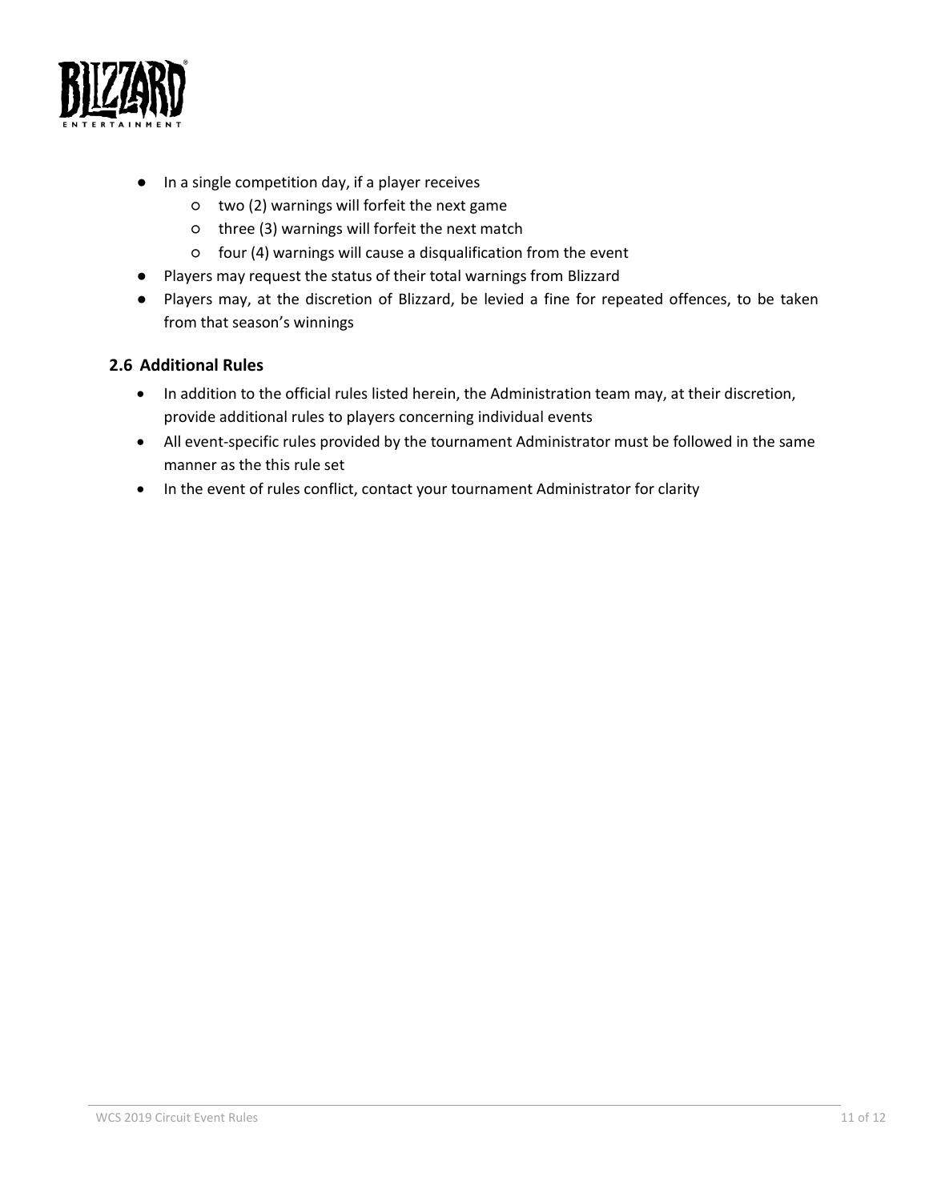- In a single competition day, if a player receives
  - two (2) warnings will forfeit the next game
  - three (3) warnings will forfeit the next match
  - four (4) warnings will cause a disqualification from the event
- Players may request the status of their total warnings from Blizzard
- Players may, at the discretion of Blizzard, be levied a fine for repeated offences, to be taken from that season's winnings

### 2.6 Additional Rules

- In addition to the official rules listed herein, the Administration team may, at their discretion, provide additional rules to players concerning individual events
- All event-specific rules provided by the tournament Administrator must be followed in the same manner as the this rule set
- In the event of rules conflict, contact your tournament Administrator for clarity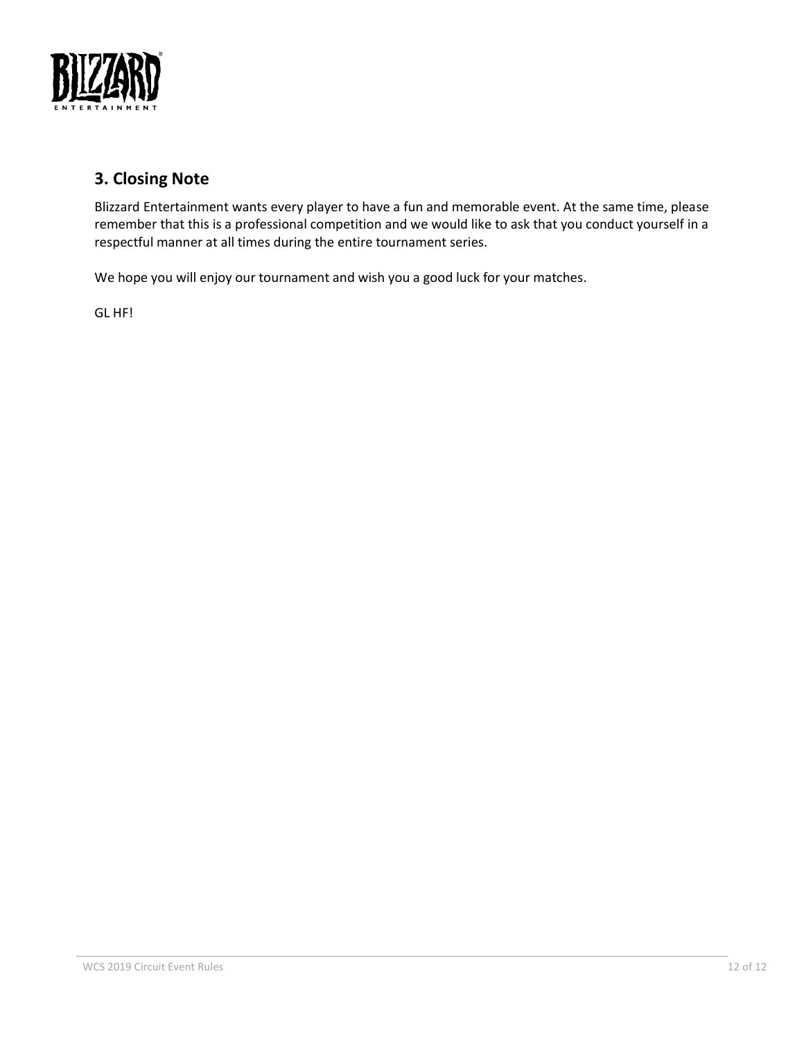## 3. Closing Note

Blizzard Entertainment wants every player to have a fun and memorable event. At the same time, please remember that this is a professional competition and we would like to ask that you conduct yourself in a respectful manner at all times during the entire tournament series.

We hope you will enjoy our tournament and wish you a good luck for your matches.

GL HF!